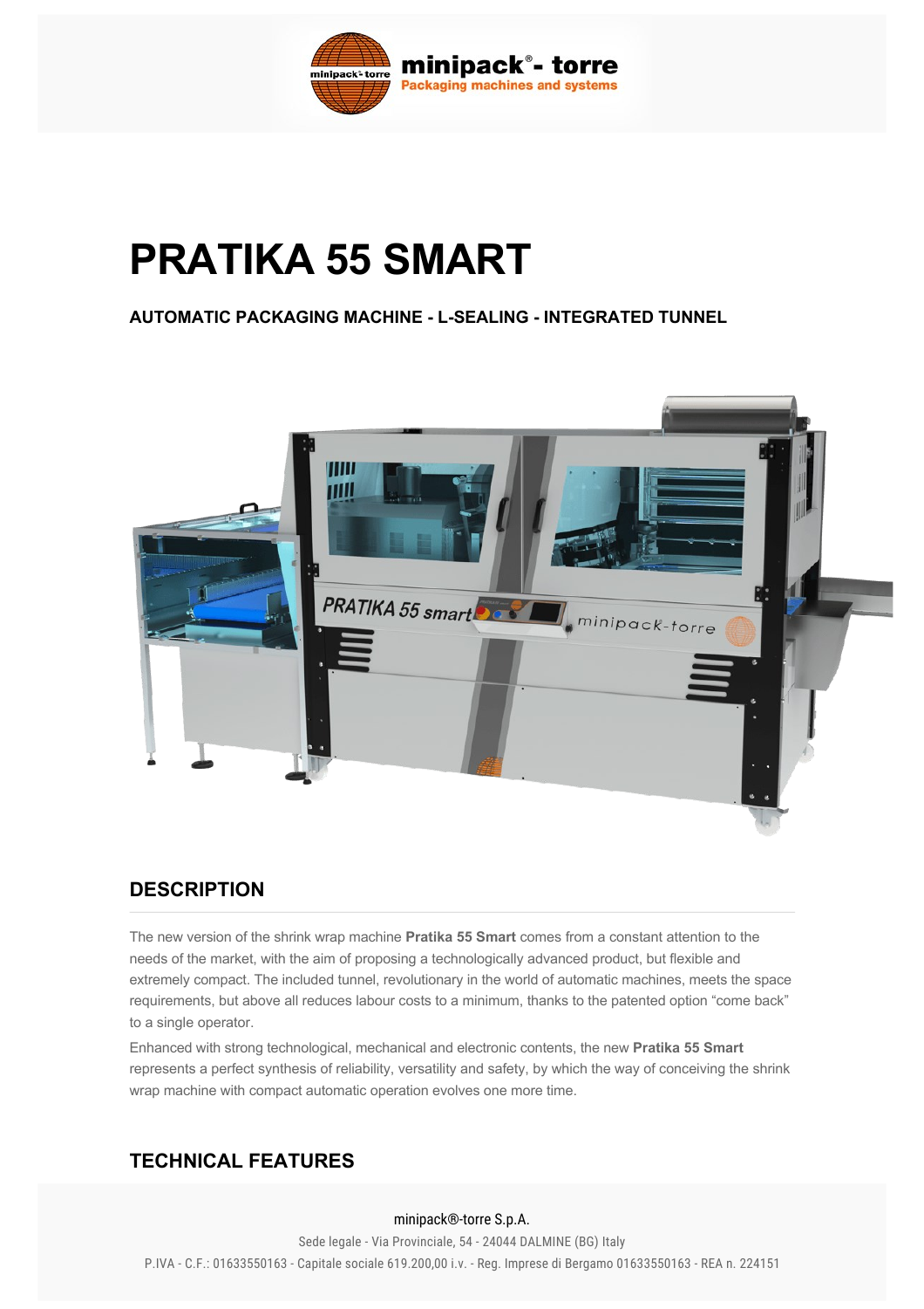# PRATIKA 55 SMART

**AUTOMATIC PACKAGING MACHINE - L-SEALING - INTEGRATED TUNNEL**

## DESCRIPTION

The new version of the shrink wrap machine **Pratika 55 Smart** comes from a constant attention to the needs of the market, with the aim of proposing a technologically advanced product, but flexible and extremely compact. The included tunnel, revolutionary in the world of automatic machines, meets the space requirements, but above all reduces labour costs to a minimum, thanks to the patented option "come back" to a single operator.

Enhanced with strong technological, mechanical and electronic contents, the new **Pratika 55 Smart** represents a perfect synthesis of reliability, versatility and safety, by which the way of conceiving the shrink wrap machine with compact automatic operation evolves one more time.

## TECHNICAL FEATURES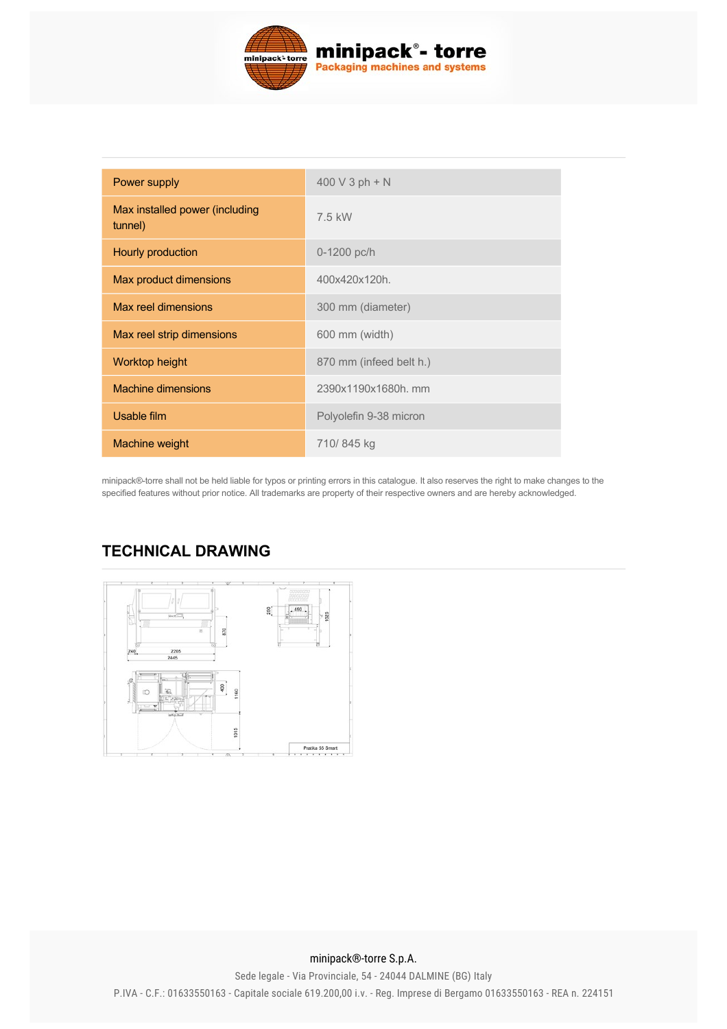| | |
|---|---|
| Power supply | 400 V 3 ph + N |
| Max installed power (including tunnel) | 7.5 kW |
| Hourly production | 0-1200 pc/h |
| Max product dimensions | 400x420x120h. |
| Max reel dimensions | 300 mm (diameter) |
| Max reel strip dimensions | 600 mm (width) |
| Worktop height | 870 mm (infeed belt h.) |
| Machine dimensions | 2390x1190x1680h. mm |
| Usable film | Polyolefin 9-38 micron |
| Machine weight | 710/ 845 kg |

minipack®-torre shall not be held liable for typos or printing errors in this catalogue. It also reserves the right to make changes to the specified features without prior notice. All trademarks are property of their respective owners and are hereby acknowledged.

## TECHNICAL DRAWING

240
2205
2445
870
200
450
1025
400
1160
1015
Pratika 55 Smart

minipack®-torre S.p.A.

Sede legale - Via Provinciale, 54 - 24044 DALMINE (BG) Italy

P.IVA - C.F.: 01633550163 - Capitale sociale 619.200,00 i.v. - Reg. Imprese di Bergamo 01633550163 - REA n. 224151